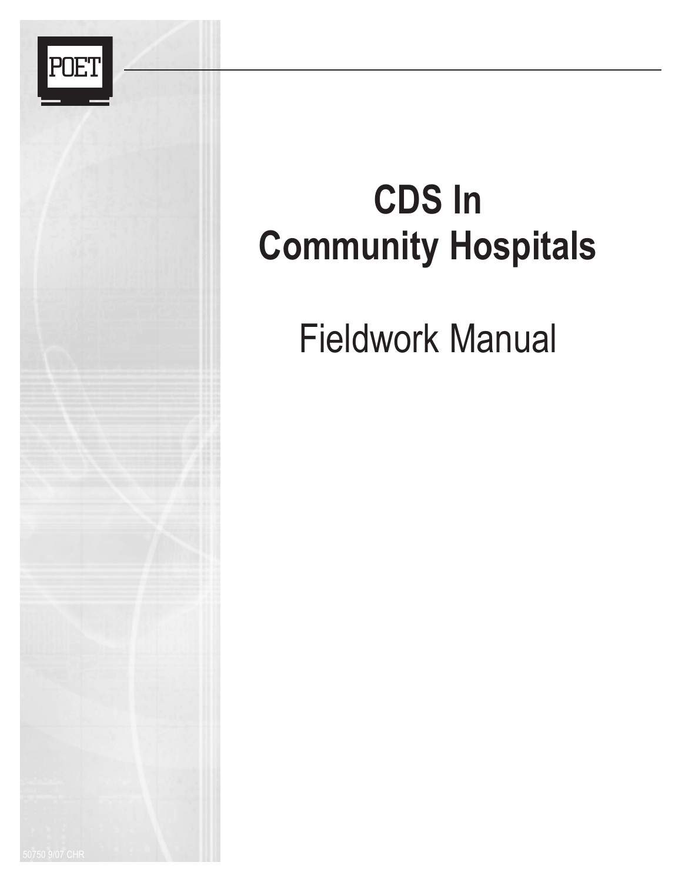POET

# CDS In Community Hospitals

## Fieldwork Manual

50750 9/07 CHR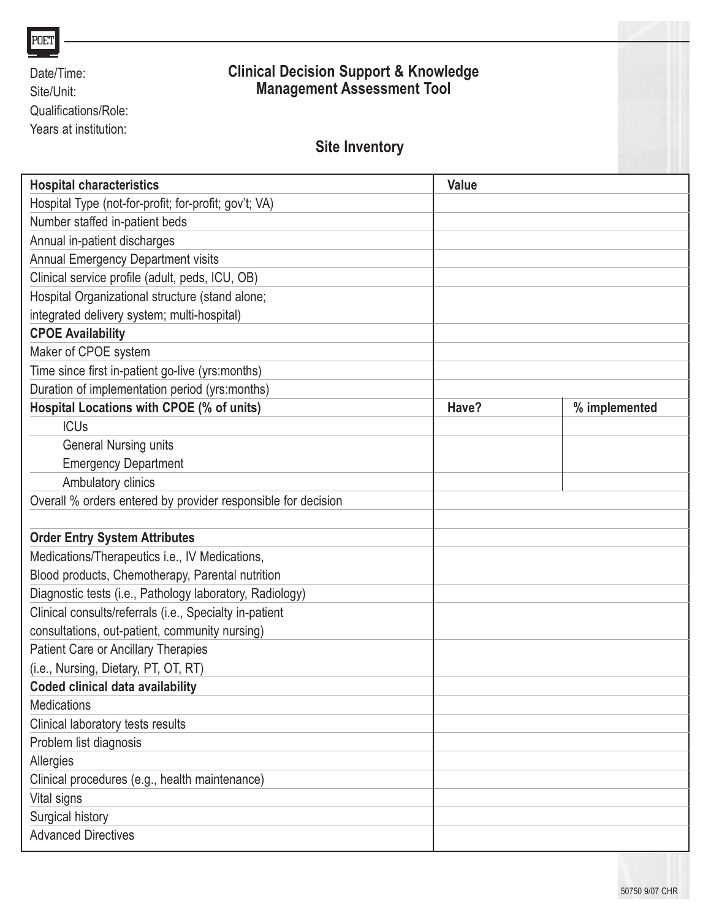POET

Date/Time:
Site/Unit:
Qualifications/Role:
Years at institution:

# Clinical Decision Support & Knowledge Management Assessment Tool

## Site Inventory

| **Hospital characteristics** | **Value** | |
|---|---|---|
| Hospital Type (not-for-profit; for-profit; gov't; VA) | | |
| Number staffed in-patient beds | | |
| Annual in-patient discharges | | |
| Annual Emergency Department visits | | |
| Clinical service profile (adult, peds, ICU, OB) | | |
| Hospital Organizational structure (stand alone; integrated delivery system; multi-hospital) | | |
| **CPOE Availability** | | |
| Maker of CPOE system | | |
| Time since first in-patient go-live (yrs:months) | | |
| Duration of implementation period (yrs:months) | | |
| **Hospital Locations with CPOE (% of units)** | **Have?** | **% implemented** |
| ICUs | | |
| General Nursing units | | |
| Emergency Department | | |
| Ambulatory clinics | | |
| Overall % orders entered by provider responsible for decision | | |
| | | |
| **Order Entry System Attributes** | | |
| Medications/Therapeutics i.e., IV Medications, Blood products, Chemotherapy, Parental nutrition | | |
| Diagnostic tests (i.e., Pathology laboratory, Radiology) | | |
| Clinical consults/referrals (i.e., Specialty in-patient consultations, out-patient, community nursing) | | |
| Patient Care or Ancillary Therapies (i.e., Nursing, Dietary, PT, OT, RT) | | |
| **Coded clinical data availability** | | |
| Medications | | |
| Clinical laboratory tests results | | |
| Problem list diagnosis | | |
| Allergies | | |
| Clinical procedures (e.g., health maintenance) | | |
| Vital signs | | |
| Surgical history | | |
| Advanced Directives | | |

50750 9/07 CHR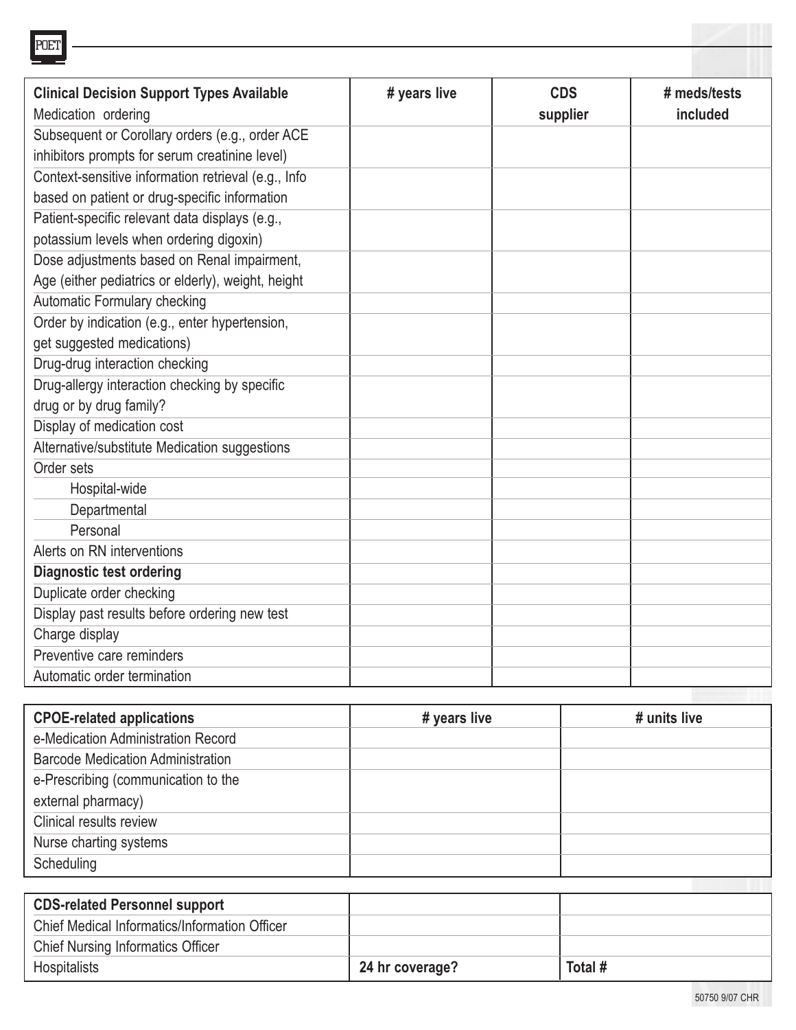| **Clinical Decision Support Types Available** Medication ordering | **# years live** | **CDS supplier** | **# meds/tests included** |
|---|---|---|---|
| Subsequent or Corollary orders (e.g., order ACE inhibitors prompts for serum creatinine level) | | | |
| Context-sensitive information retrieval (e.g., Info based on patient or drug-specific information | | | |
| Patient-specific relevant data displays (e.g., potassium levels when ordering digoxin) | | | |
| Dose adjustments based on Renal impairment, Age (either pediatrics or elderly), weight, height | | | |
| Automatic Formulary checking | | | |
| Order by indication (e.g., enter hypertension, get suggested medications) | | | |
| Drug-drug interaction checking | | | |
| Drug-allergy interaction checking by specific drug or by drug family? | | | |
| Display of medication cost | | | |
| Alternative/substitute Medication suggestions | | | |
| Order sets | | | |
| Hospital-wide | | | |
| Departmental | | | |
| Personal | | | |
| Alerts on RN interventions | | | |
| **Diagnostic test ordering** | | | |
| Duplicate order checking | | | |
| Display past results before ordering new test | | | |
| Charge display | | | |
| Preventive care reminders | | | |
| Automatic order termination | | | |

| **CPOE-related applications** | **# years live** | **# units live** |
|---|---|---|
| e-Medication Administration Record | | |
| Barcode Medication Administration | | |
| e-Prescribing (communication to the external pharmacy) | | |
| Clinical results review | | |
| Nurse charting systems | | |
| Scheduling | | |

| **CDS-related Personnel support** | | |
|---|---|---|
| Chief Medical Informatics/Information Officer | | |
| Chief Nursing Informatics Officer | | |
| Hospitalists | **24 hr coverage?** | **Total #** |

50750 9/07 CHR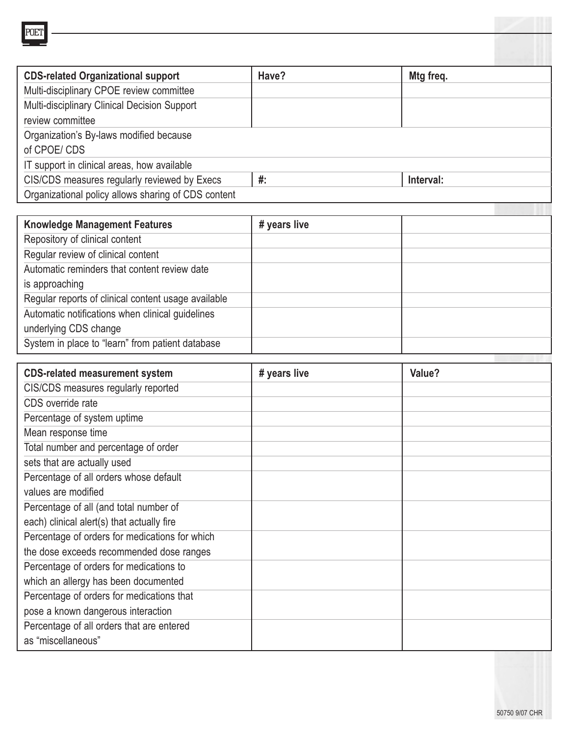| CDS-related Organizational support | Have? | Mtg freq. |
| --- | --- | --- |
| Multi-disciplinary CPOE review committee | | |
| Multi-disciplinary Clinical Decision Support review committee | | |
| Organization's By-laws modified because of CPOE/ CDS | | |
| IT support in clinical areas, how available | | |
| CIS/CDS measures regularly reviewed by Execs | #: | Interval: |
| Organizational policy allows sharing of CDS content | | |

| Knowledge Management Features | # years live | |
| --- | --- | --- |
| Repository of clinical content | | |
| Regular review of clinical content | | |
| Automatic reminders that content review date is approaching | | |
| Regular reports of clinical content usage available | | |
| Automatic notifications when clinical guidelines underlying CDS change | | |
| System in place to "learn" from patient database | | |

| CDS-related measurement system | # years live | Value? |
| --- | --- | --- |
| CIS/CDS measures regularly reported | | |
| CDS override rate | | |
| Percentage of system uptime | | |
| Mean response time | | |
| Total number and percentage of order | | |
| sets that are actually used | | |
| Percentage of all orders whose default values are modified | | |
| Percentage of all (and total number of each) clinical alert(s) that actually fire | | |
| Percentage of orders for medications for which the dose exceeds recommended dose ranges | | |
| Percentage of orders for medications to which an allergy has been documented | | |
| Percentage of orders for medications that pose a known dangerous interaction | | |
| Percentage of all orders that are entered as "miscellaneous" | | |

50750 9/07 CHR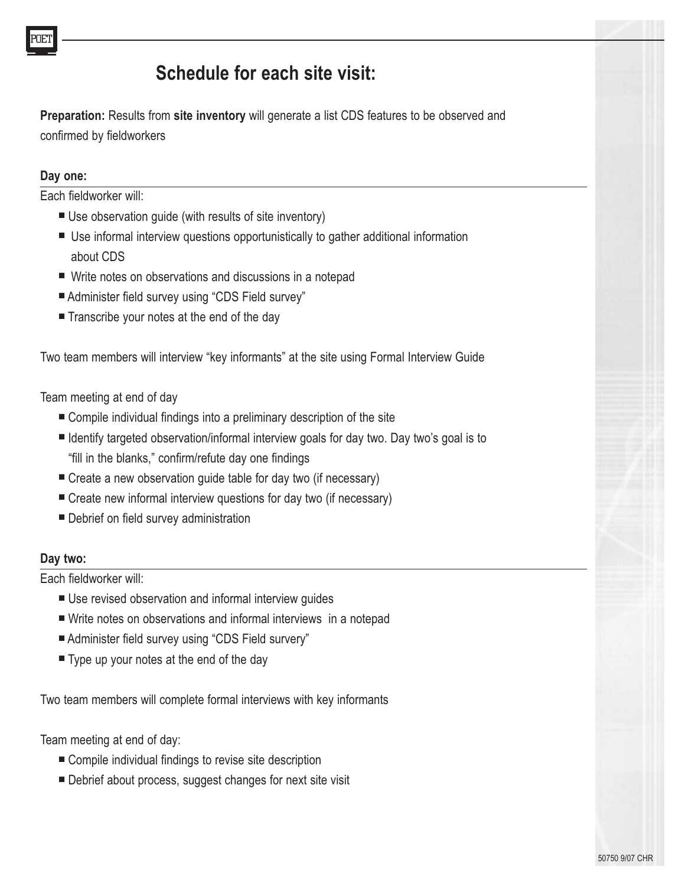# Schedule for each site visit:

**Preparation:** Results from **site inventory** will generate a list CDS features to be observed and confirmed by fieldworkers

### Day one:

Each fieldworker will:

- Use observation guide (with results of site inventory)
- Use informal interview questions opportunistically to gather additional information about CDS
- Write notes on observations and discussions in a notepad
- Administer field survey using "CDS Field survey"
- Transcribe your notes at the end of the day

Two team members will interview "key informants" at the site using Formal Interview Guide

Team meeting at end of day

- Compile individual findings into a preliminary description of the site
- Identify targeted observation/informal interview goals for day two. Day two's goal is to "fill in the blanks," confirm/refute day one findings
- Create a new observation guide table for day two (if necessary)
- Create new informal interview questions for day two (if necessary)
- Debrief on field survey administration

### Day two:

Each fieldworker will:

- Use revised observation and informal interview guides
- Write notes on observations and informal interviews in a notepad
- Administer field survey using "CDS Field survery"
- Type up your notes at the end of the day

Two team members will complete formal interviews with key informants

Team meeting at end of day:

- Compile individual findings to revise site description
- Debrief about process, suggest changes for next site visit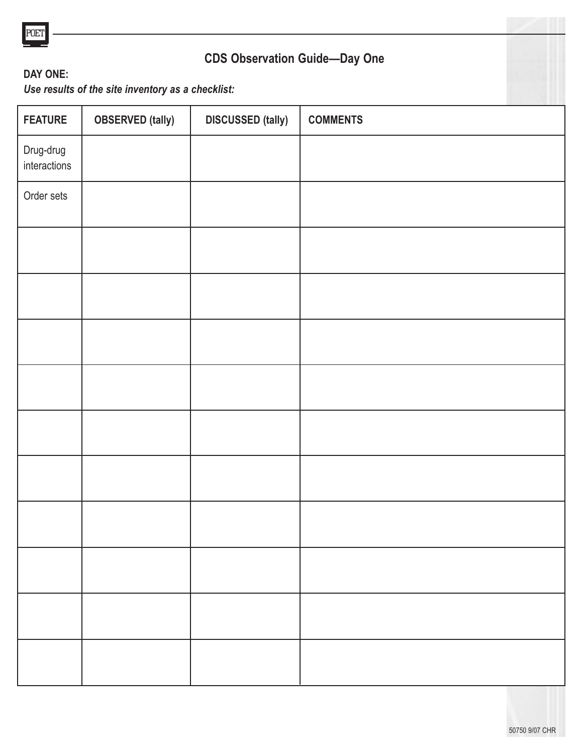## CDS Observation Guide—Day One

**DAY ONE:**

***Use results of the site inventory as a checklist:***

| FEATURE | OBSERVED (tally) | DISCUSSED (tally) | COMMENTS |
|---|---|---|---|
| Drug-drug interactions | | | |
| Order sets | | | |
| | | | |
| | | | |
| | | | |
| | | | |
| | | | |
| | | | |
| | | | |
| | | | |
| | | | |
| | | | |

50750 9/07 CHR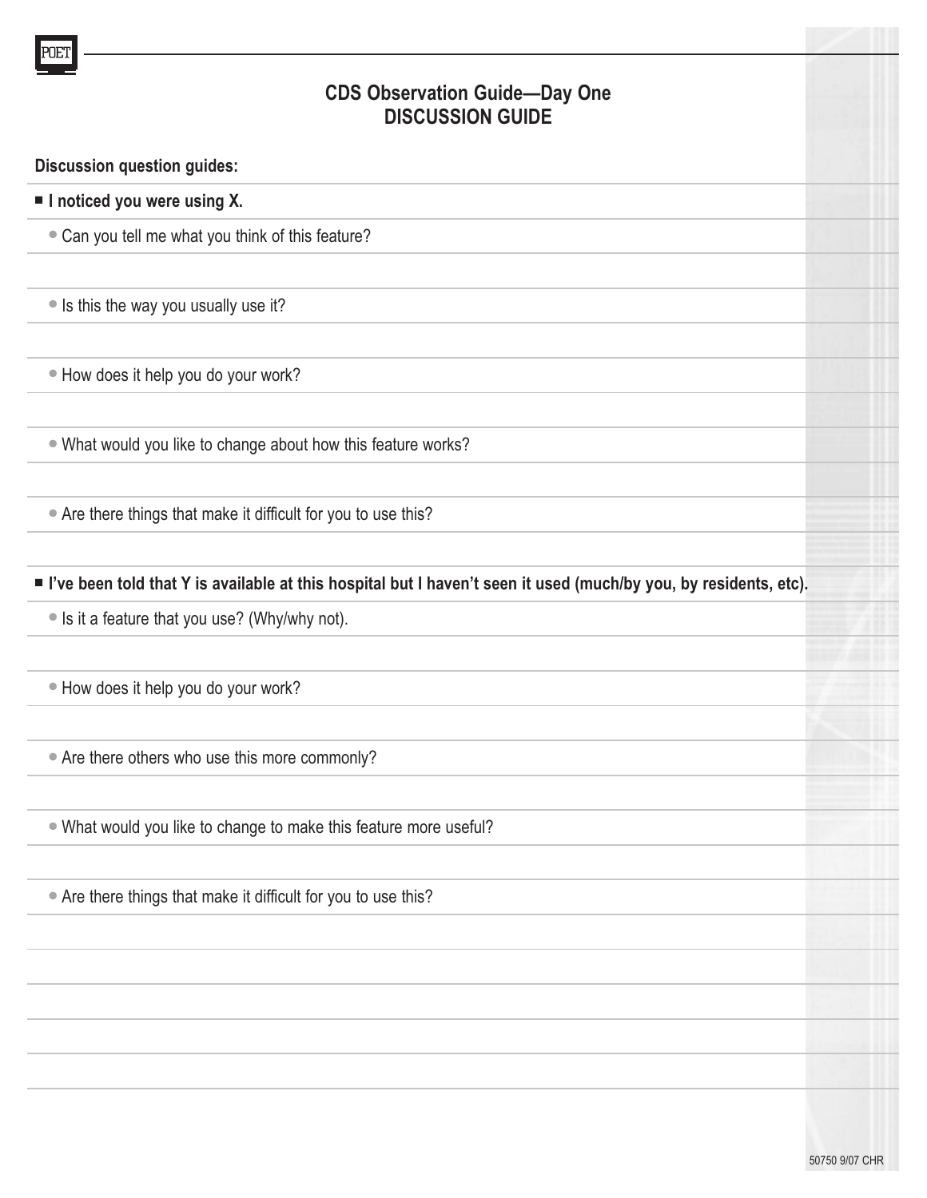# CDS Observation Guide—Day One
## DISCUSSION GUIDE

**Discussion question guides:**

- **I noticed you were using X.**
  - Can you tell me what you think of this feature?
  - Is this the way you usually use it?
  - How does it help you do your work?
  - What would you like to change about how this feature works?
  - Are there things that make it difficult for you to use this?

- **I've been told that Y is available at this hospital but I haven't seen it used (much/by you, by residents, etc).**
  - Is it a feature that you use? (Why/why not).
  - How does it help you do your work?
  - Are there others who use this more commonly?
  - What would you like to change to make this feature more useful?
  - Are there things that make it difficult for you to use this?

50750 9/07 CHR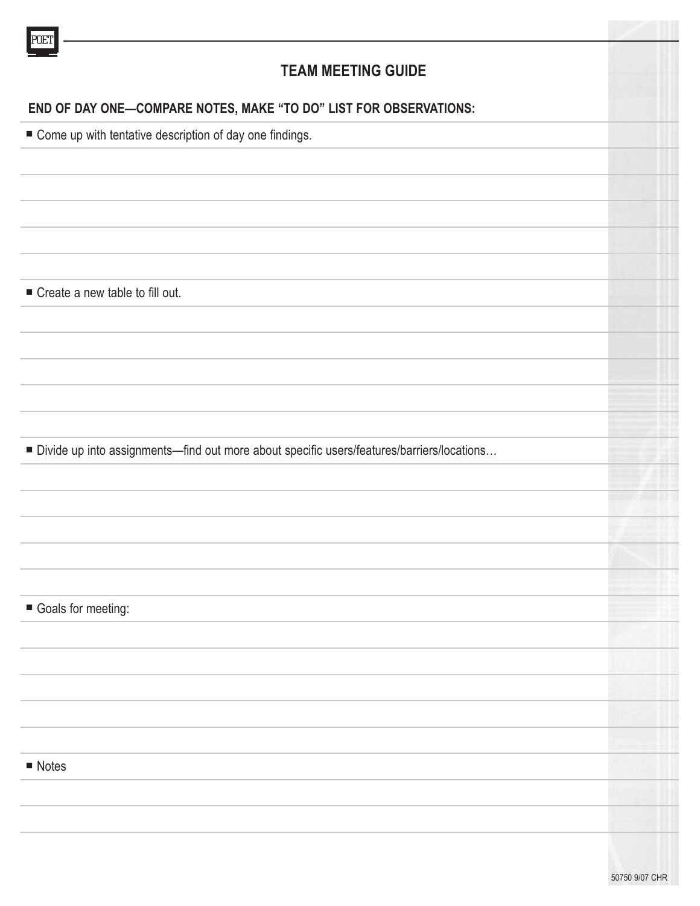## TEAM MEETING GUIDE

### END OF DAY ONE—COMPARE NOTES, MAKE "TO DO" LIST FOR OBSERVATIONS:

- Come up with tentative description of day one findings.

- Create a new table to fill out.

- Divide up into assignments—find out more about specific users/features/barriers/locations…

- Goals for meeting:

- Notes

50750 9/07 CHR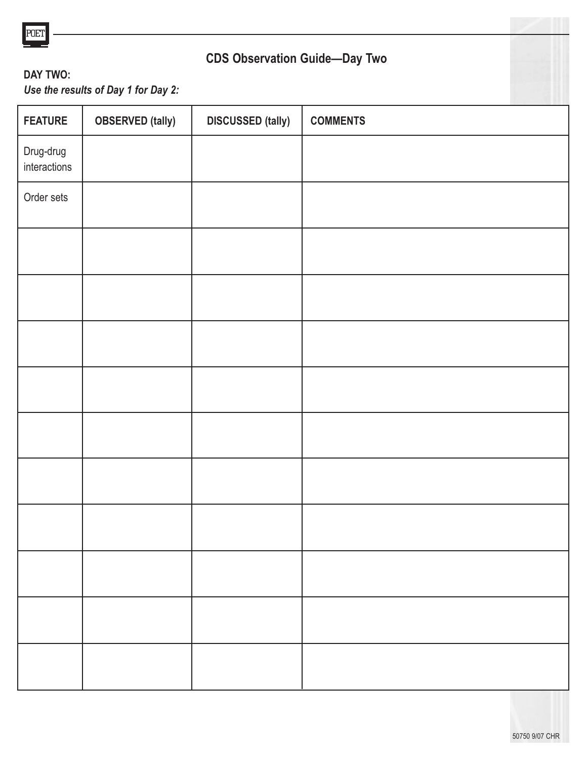## CDS Observation Guide—Day Two

**DAY TWO:**

***Use the results of Day 1 for Day 2:***

| FEATURE | OBSERVED (tally) | DISCUSSED (tally) | COMMENTS |
|---|---|---|---|
| Drug-drug interactions | | | |
| Order sets | | | |
| | | | |
| | | | |
| | | | |
| | | | |
| | | | |
| | | | |
| | | | |
| | | | |
| | | | |
| | | | |

50750 9/07 CHR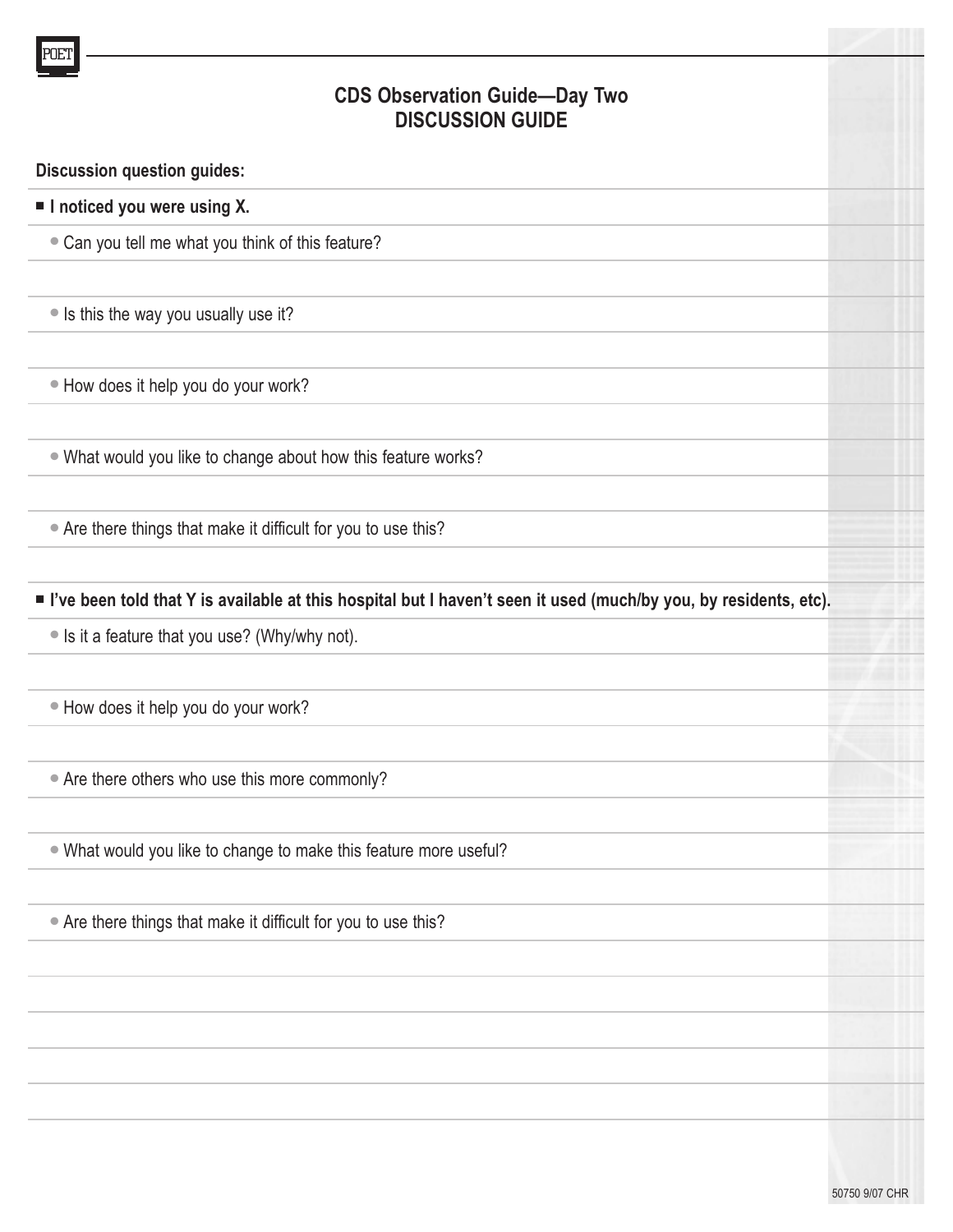## CDS Observation Guide—Day Two
## DISCUSSION GUIDE

**Discussion question guides:**

- **I noticed you were using X.**
  - Can you tell me what you think of this feature?
  - Is this the way you usually use it?
  - How does it help you do your work?
  - What would you like to change about how this feature works?
  - Are there things that make it difficult for you to use this?

- **I've been told that Y is available at this hospital but I haven't seen it used (much/by you, by residents, etc).**
  - Is it a feature that you use? (Why/why not).
  - How does it help you do your work?
  - Are there others who use this more commonly?
  - What would you like to change to make this feature more useful?
  - Are there things that make it difficult for you to use this?

50750 9/07 CHR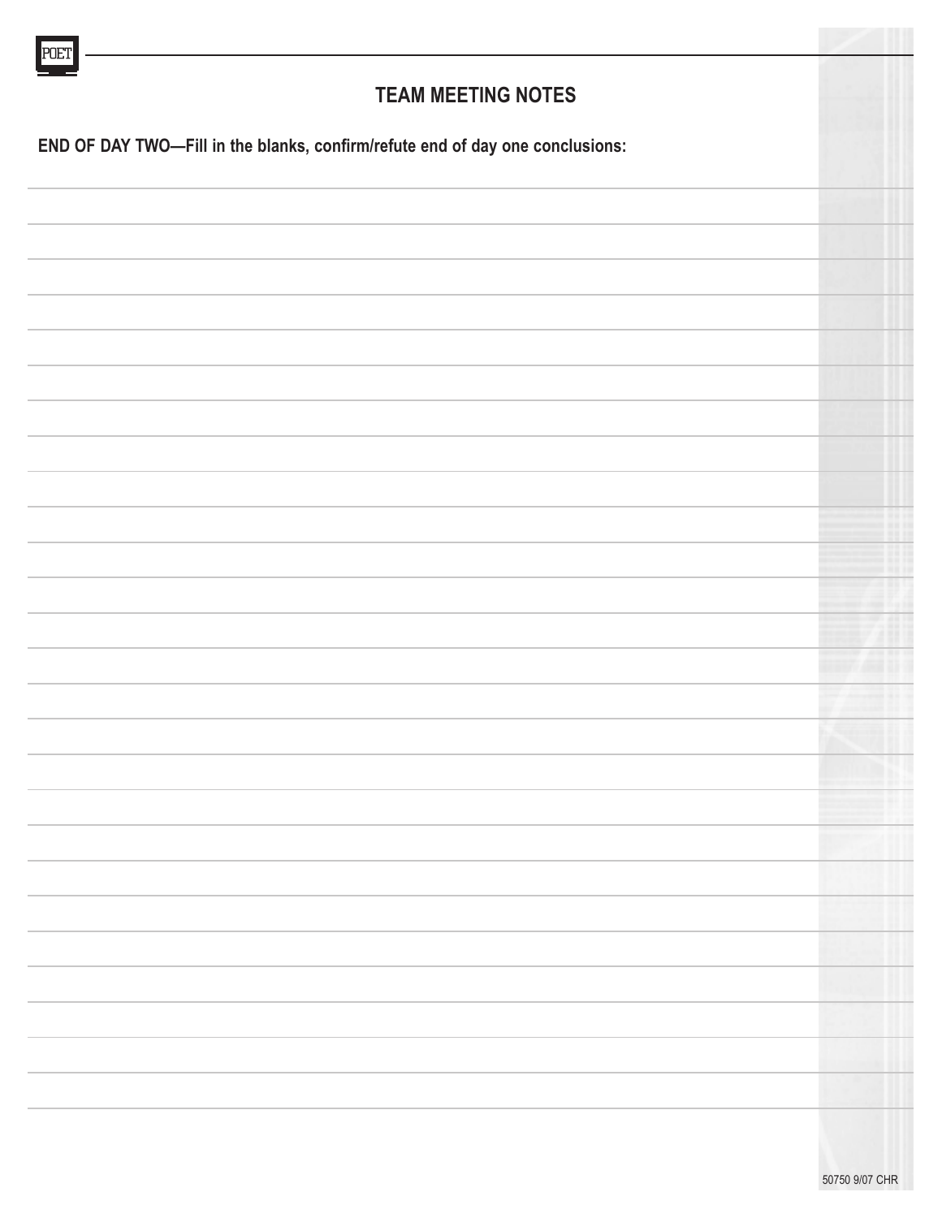## TEAM MEETING NOTES

**END OF DAY TWO—Fill in the blanks, confirm/refute end of day one conclusions:**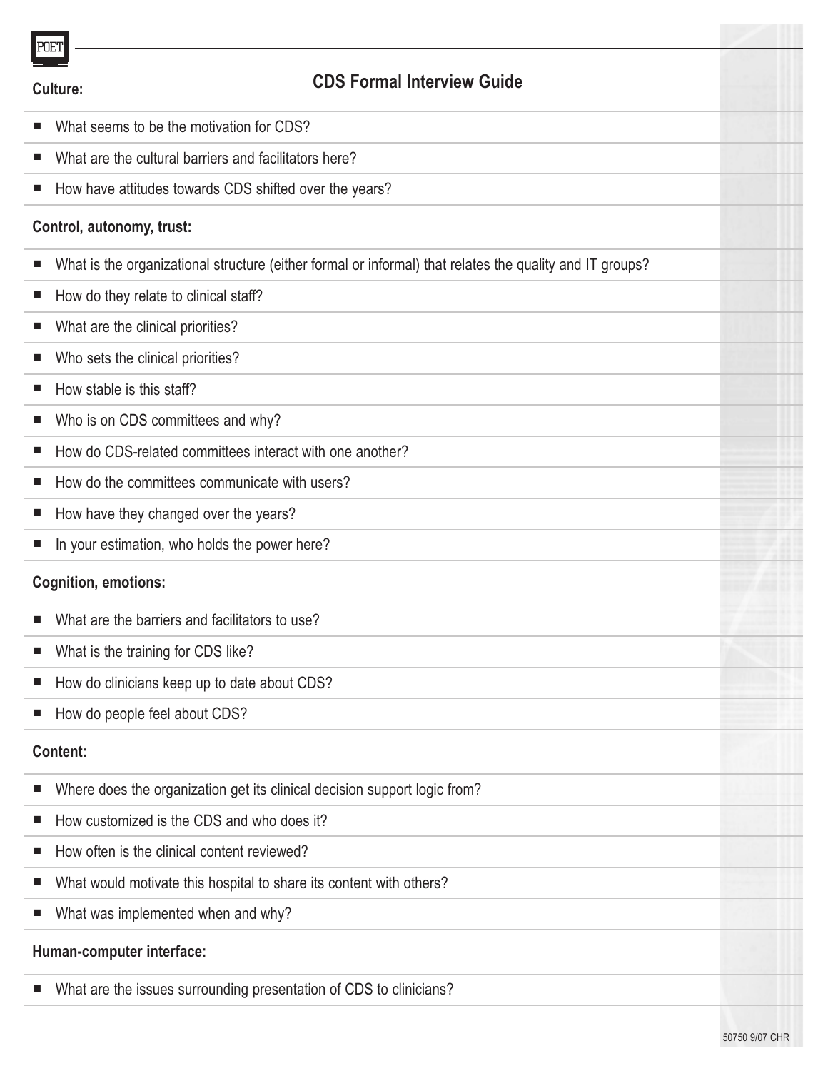# CDS Formal Interview Guide

**Culture:**

- What seems to be the motivation for CDS?
- What are the cultural barriers and facilitators here?
- How have attitudes towards CDS shifted over the years?

**Control, autonomy, trust:**

- What is the organizational structure (either formal or informal) that relates the quality and IT groups?
- How do they relate to clinical staff?
- What are the clinical priorities?
- Who sets the clinical priorities?
- How stable is this staff?
- Who is on CDS committees and why?
- How do CDS-related committees interact with one another?
- How do the committees communicate with users?
- How have they changed over the years?
- In your estimation, who holds the power here?

**Cognition, emotions:**

- What are the barriers and facilitators to use?
- What is the training for CDS like?
- How do clinicians keep up to date about CDS?
- How do people feel about CDS?

**Content:**

- Where does the organization get its clinical decision support logic from?
- How customized is the CDS and who does it?
- How often is the clinical content reviewed?
- What would motivate this hospital to share its content with others?
- What was implemented when and why?

**Human-computer interface:**

- What are the issues surrounding presentation of CDS to clinicians?

50750 9/07 CHR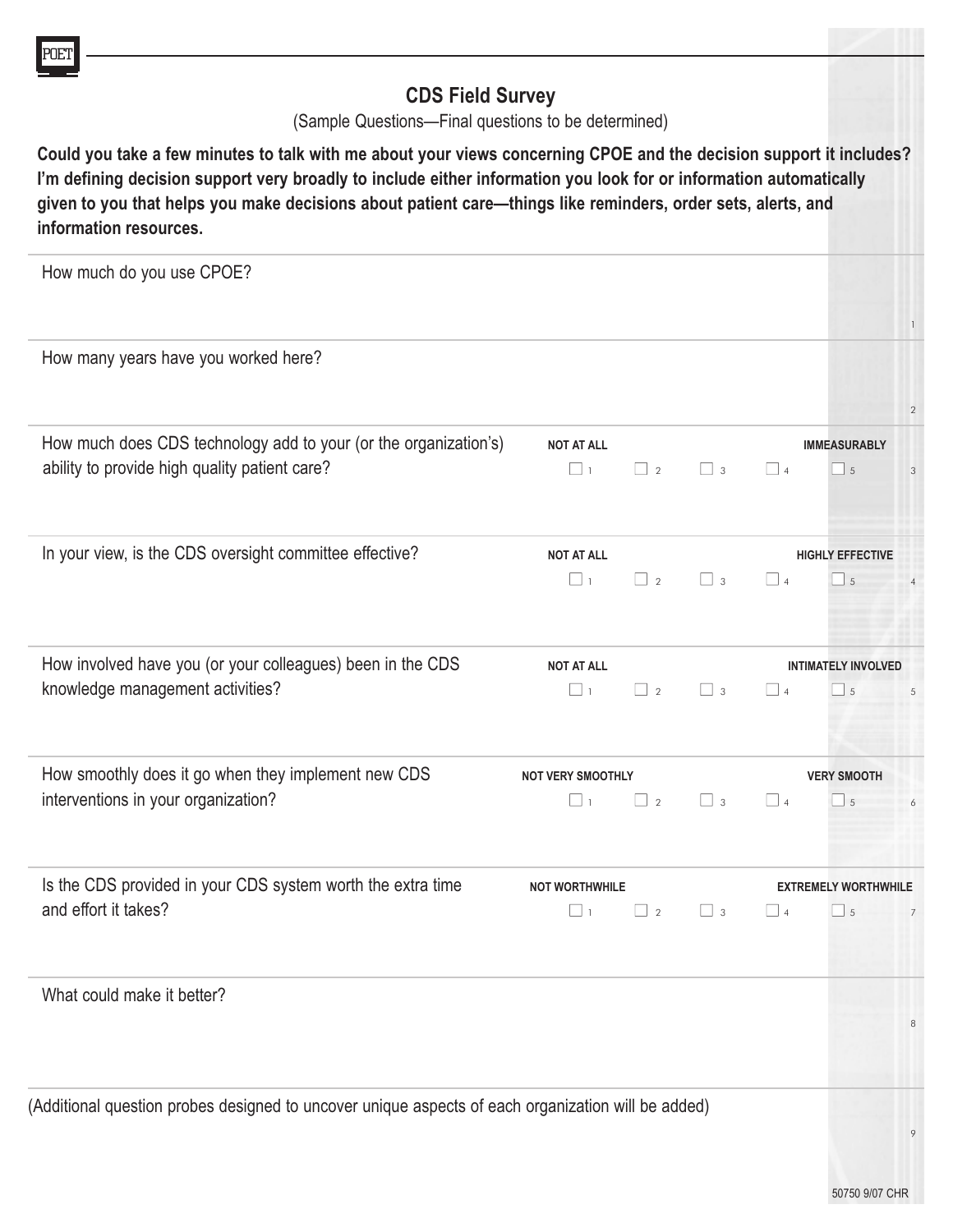# CDS Field Survey

(Sample Questions—Final questions to be determined)

**Could you take a few minutes to talk with me about your views concerning CPOE and the decision support it includes? I'm defining decision support very broadly to include either information you look for or information automatically given to you that helps you make decisions about patient care—things like reminders, order sets, alerts, and information resources.**

How much do you use CPOE?

How many years have you worked here?

| Question | | | | | |
|---|---|---|---|---|---|
| How much does CDS technology add to your (or the organization's) ability to provide high quality patient care? | **NOT AT ALL** ☐ 1 | ☐ 2 | ☐ 3 | ☐ 4 | **IMMEASURABLY** ☐ 5 |
| In your view, is the CDS oversight committee effective? | **NOT AT ALL** ☐ 1 | ☐ 2 | ☐ 3 | ☐ 4 | **HIGHLY EFFECTIVE** ☐ 5 |
| How involved have you (or your colleagues) been in the CDS knowledge management activities? | **NOT AT ALL** ☐ 1 | ☐ 2 | ☐ 3 | ☐ 4 | **INTIMATELY INVOLVED** ☐ 5 |
| How smoothly does it go when they implement new CDS interventions in your organization? | **NOT VERY SMOOTHLY** ☐ 1 | ☐ 2 | ☐ 3 | ☐ 4 | **VERY SMOOTH** ☐ 5 |
| Is the CDS provided in your CDS system worth the extra time and effort it takes? | **NOT WORTHWHILE** ☐ 1 | ☐ 2 | ☐ 3 | ☐ 4 | **EXTREMELY WORTHWHILE** ☐ 5 |

What could make it better?

(Additional question probes designed to uncover unique aspects of each organization will be added)

50750 9/07 CHR